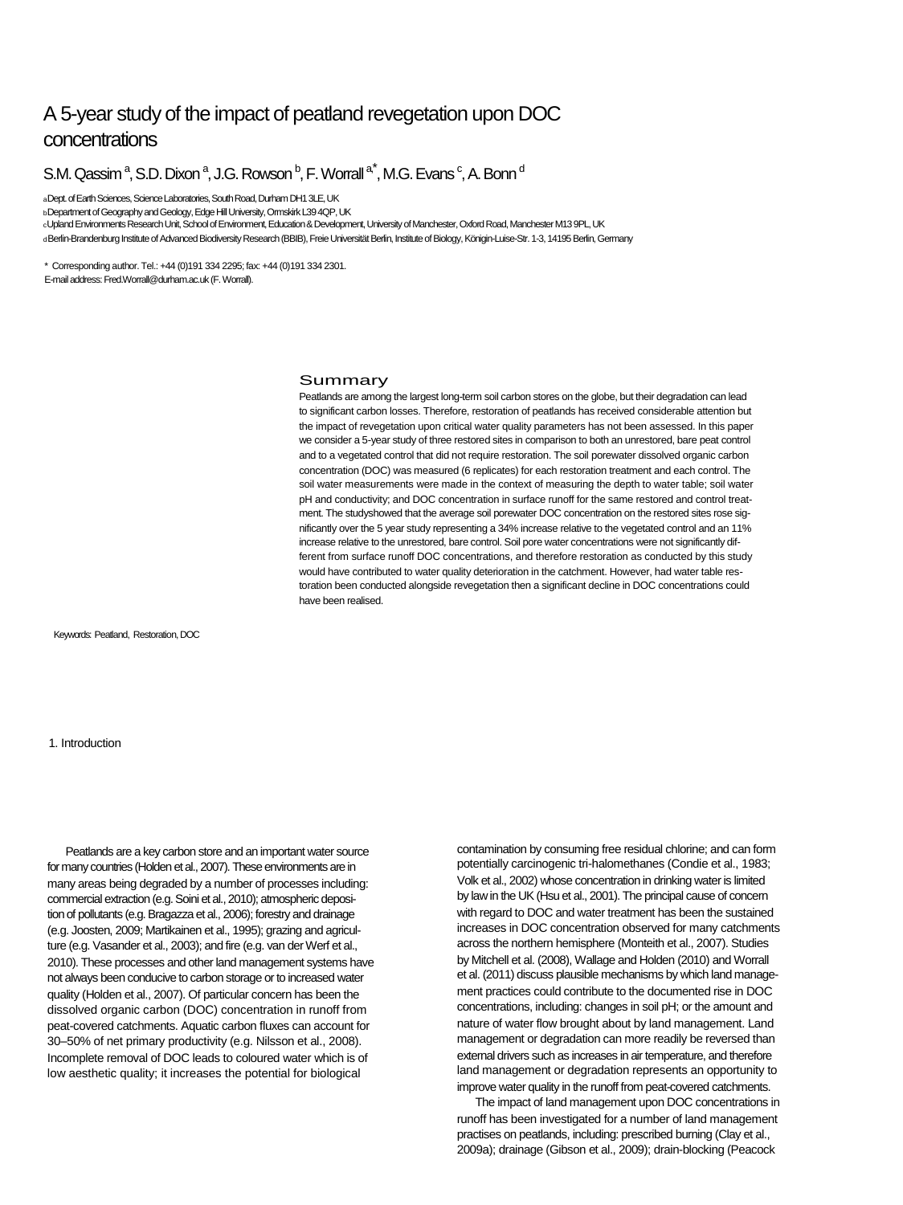# A 5-year study of the impact of peatland revegetation upon DOC concentrations

S.M. Qassim [a], S.D. Dixon [a], J.G. Rowson [b], F. Worrall [a,*], M.G. Evans [c], A. Bonn [d]

[a] Dept. of Earth Sciences, Science Laboratories, South Road, Durham DH1 3LE, UK
[b] Department of Geography and Geology, Edge Hill University, Ormskirk L39 4QP, UK
[c] Upland Environments Research Unit, School of Environment, Education & Development, University of Manchester, Oxford Road, Manchester M13 9PL, UK
[d] Berlin-Brandenburg Institute of Advanced Biodiversity Research (BBIB), Freie Universität Berlin, Institute of Biology, Königin-Luise-Str. 1-3, 14195 Berlin, Germany

\* Corresponding author. Tel.: +44 (0)191 334 2295; fax: +44 (0)191 334 2301.
E-mail address: Fred.Worrall@durham.ac.uk (F. Worrall).

## Summary

Peatlands are among the largest long-term soil carbon stores on the globe, but their degradation can lead to significant carbon losses. Therefore, restoration of peatlands has received considerable attention but the impact of revegetation upon critical water quality parameters has not been assessed. In this paper we consider a 5-year study of three restored sites in comparison to both an unrestored, bare peat control and to a vegetated control that did not require restoration. The soil porewater dissolved organic carbon concentration (DOC) was measured (6 replicates) for each restoration treatment and each control. The soil water measurements were made in the context of measuring the depth to water table; soil water pH and conductivity; and DOC concentration in surface runoff for the same restored and control treatment. The studyshowed that the average soil porewater DOC concentration on the restored sites rose significantly over the 5 year study representing a 34% increase relative to the vegetated control and an 11% increase relative to the unrestored, bare control. Soil pore water concentrations were not significantly different from surface runoff DOC concentrations, and therefore restoration as conducted by this study would have contributed to water quality deterioration in the catchment. However, had water table restoration been conducted alongside revegetation then a significant decline in DOC concentrations could have been realised.

Keywords: Peatland, Restoration, DOC

## 1. Introduction

Peatlands are a key carbon store and an important water source for many countries (Holden et al., 2007). These environments are in many areas being degraded by a number of processes including: commercial extraction (e.g. Soini et al., 2010); atmospheric deposition of pollutants (e.g. Bragazza et al., 2006); forestry and drainage (e.g. Joosten, 2009; Martikainen et al., 1995); grazing and agriculture (e.g. Vasander et al., 2003); and fire (e.g. van der Werf et al., 2010). These processes and other land management systems have not always been conducive to carbon storage or to increased water quality (Holden et al., 2007). Of particular concern has been the dissolved organic carbon (DOC) concentration in runoff from peat-covered catchments. Aquatic carbon fluxes can account for 30–50% of net primary productivity (e.g. Nilsson et al., 2008). Incomplete removal of DOC leads to coloured water which is of low aesthetic quality; it increases the potential for biological contamination by consuming free residual chlorine; and can form potentially carcinogenic tri-halomethanes (Condie et al., 1983; Volk et al., 2002) whose concentration in drinking water is limited by law in the UK (Hsu et al., 2001). The principal cause of concern with regard to DOC and water treatment has been the sustained increases in DOC concentration observed for many catchments across the northern hemisphere (Monteith et al., 2007). Studies by Mitchell et al. (2008), Wallage and Holden (2010) and Worrall et al. (2011) discuss plausible mechanisms by which land management practices could contribute to the documented rise in DOC concentrations, including: changes in soil pH; or the amount and nature of water flow brought about by land management. Land management or degradation can more readily be reversed than external drivers such as increases in air temperature, and therefore land management or degradation represents an opportunity to improve water quality in the runoff from peat-covered catchments.

The impact of land management upon DOC concentrations in runoff has been investigated for a number of land management practises on peatlands, including: prescribed burning (Clay et al., 2009a); drainage (Gibson et al., 2009); drain-blocking (Peacock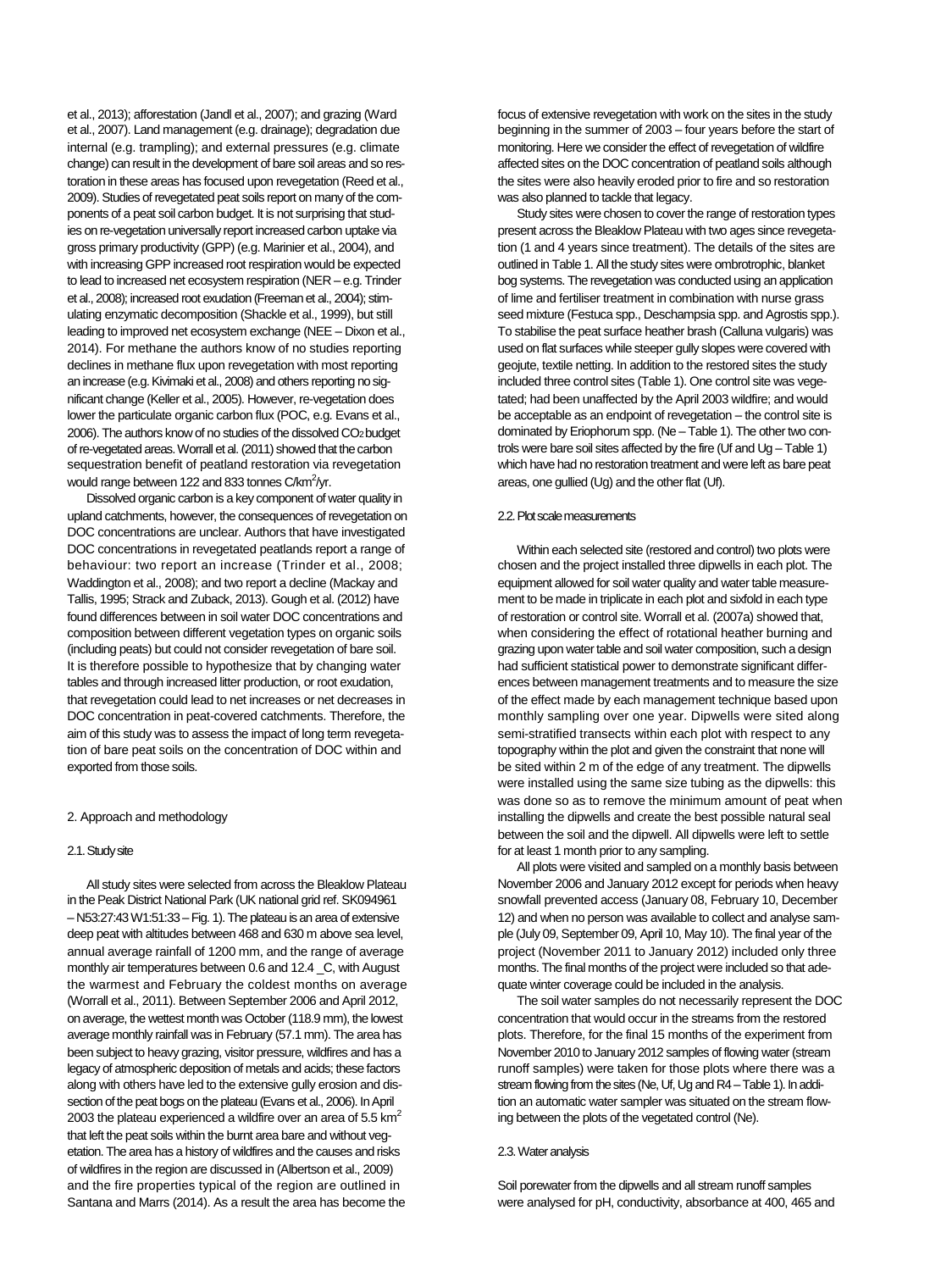et al., 2013); afforestation (Jandl et al., 2007); and grazing (Ward et al., 2007). Land management (e.g. drainage); degradation due internal (e.g. trampling); and external pressures (e.g. climate change) can result in the development of bare soil areas and so restoration in these areas has focused upon revegetation (Reed et al., 2009). Studies of revegetated peat soils report on many of the components of a peat soil carbon budget. It is not surprising that studies on re-vegetation universally report increased carbon uptake via gross primary productivity (GPP) (e.g. Marinier et al., 2004), and with increasing GPP increased root respiration would be expected to lead to increased net ecosystem respiration (NER – e.g. Trinder et al., 2008); increased root exudation (Freeman et al., 2004); stimulating enzymatic decomposition (Shackle et al., 1999), but still leading to improved net ecosystem exchange (NEE – Dixon et al., 2014). For methane the authors know of no studies reporting declines in methane flux upon revegetation with most reporting an increase (e.g. Kivimaki et al., 2008) and others reporting no significant change (Keller et al., 2005). However, re-vegetation does lower the particulate organic carbon flux (POC, e.g. Evans et al., 2006). The authors know of no studies of the dissolved $CO_2$ budget of re-vegetated areas. Worrall et al. (2011) showed that the carbon sequestration benefit of peatland restoration via revegetation would range between 122 and 833 tonnes C/km$^2$/yr.

Dissolved organic carbon is a key component of water quality in upland catchments, however, the consequences of revegetation on DOC concentrations are unclear. Authors that have investigated DOC concentrations in revegetated peatlands report a range of behaviour: two report an increase (Trinder et al., 2008; Waddington et al., 2008); and two report a decline (Mackay and Tallis, 1995; Strack and Zuback, 2013). Gough et al. (2012) have found differences between in soil water DOC concentrations and composition between different vegetation types on organic soils (including peats) but could not consider revegetation of bare soil. It is therefore possible to hypothesize that by changing water tables and through increased litter production, or root exudation, that revegetation could lead to net increases or net decreases in DOC concentration in peat-covered catchments. Therefore, the aim of this study was to assess the impact of long term revegetation of bare peat soils on the concentration of DOC within and exported from those soils.

## 2. Approach and methodology

### 2.1. Study site

All study sites were selected from across the Bleaklow Plateau in the Peak District National Park (UK national grid ref. SK094961 – N53:27:43 W1:51:33 – Fig. 1). The plateau is an area of extensive deep peat with altitudes between 468 and 630 m above sea level, annual average rainfall of 1200 mm, and the range of average monthly air temperatures between 0.6 and 12.4 _C, with August the warmest and February the coldest months on average (Worrall et al., 2011). Between September 2006 and April 2012, on average, the wettest month was October (118.9 mm), the lowest average monthly rainfall was in February (57.1 mm). The area has been subject to heavy grazing, visitor pressure, wildfires and has a legacy of atmospheric deposition of metals and acids; these factors along with others have led to the extensive gully erosion and dissection of the peat bogs on the plateau (Evans et al., 2006). In April 2003 the plateau experienced a wildfire over an area of 5.5 km$^2$ that left the peat soils within the burnt area bare and without vegetation. The area has a history of wildfires and the causes and risks of wildfires in the region are discussed in (Albertson et al., 2009) and the fire properties typical of the region are outlined in Santana and Marrs (2014). As a result the area has become the focus of extensive revegetation with work on the sites in the study beginning in the summer of 2003 – four years before the start of monitoring. Here we consider the effect of revegetation of wildfire affected sites on the DOC concentration of peatland soils although the sites were also heavily eroded prior to fire and so restoration was also planned to tackle that legacy.

Study sites were chosen to cover the range of restoration types present across the Bleaklow Plateau with two ages since revegetation (1 and 4 years since treatment). The details of the sites are outlined in Table 1. All the study sites were ombrotrophic, blanket bog systems. The revegetation was conducted using an application of lime and fertiliser treatment in combination with nurse grass seed mixture (Festuca spp., Deschampsia spp. and Agrostis spp.). To stabilise the peat surface heather brash (Calluna vulgaris) was used on flat surfaces while steeper gully slopes were covered with geojute, textile netting. In addition to the restored sites the study included three control sites (Table 1). One control site was vegetated; had been unaffected by the April 2003 wildfire; and would be acceptable as an endpoint of revegetation – the control site is dominated by Eriophorum spp. (Ne – Table 1). The other two controls were bare soil sites affected by the fire (Uf and Ug – Table 1) which have had no restoration treatment and were left as bare peat areas, one gullied (Ug) and the other flat (Uf).

### 2.2. Plot scale measurements

Within each selected site (restored and control) two plots were chosen and the project installed three dipwells in each plot. The equipment allowed for soil water quality and water table measurement to be made in triplicate in each plot and sixfold in each type of restoration or control site. Worrall et al. (2007a) showed that, when considering the effect of rotational heather burning and grazing upon water table and soil water composition, such a design had sufficient statistical power to demonstrate significant differences between management treatments and to measure the size of the effect made by each management technique based upon monthly sampling over one year. Dipwells were sited along semi-stratified transects within each plot with respect to any topography within the plot and given the constraint that none will be sited within 2 m of the edge of any treatment. The dipwells were installed using the same size tubing as the dipwells: this was done so as to remove the minimum amount of peat when installing the dipwells and create the best possible natural seal between the soil and the dipwell. All dipwells were left to settle for at least 1 month prior to any sampling.

All plots were visited and sampled on a monthly basis between November 2006 and January 2012 except for periods when heavy snowfall prevented access (January 08, February 10, December 12) and when no person was available to collect and analyse sample (July 09, September 09, April 10, May 10). The final year of the project (November 2011 to January 2012) included only three months. The final months of the project were included so that adequate winter coverage could be included in the analysis.

The soil water samples do not necessarily represent the DOC concentration that would occur in the streams from the restored plots. Therefore, for the final 15 months of the experiment from November 2010 to January 2012 samples of flowing water (stream runoff samples) were taken for those plots where there was a stream flowing from the sites (Ne, Uf, Ug and R4 – Table 1). In addition an automatic water sampler was situated on the stream flowing between the plots of the vegetated control (Ne).

### 2.3. Water analysis

Soil porewater from the dipwells and all stream runoff samples were analysed for pH, conductivity, absorbance at 400, 465 and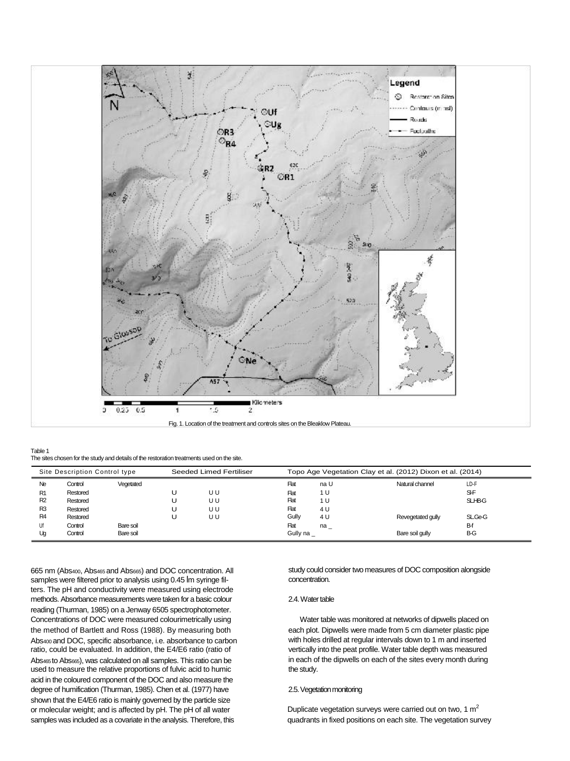Fig. 1. Location of the treatment and controls sites on the Bleaklow Plateau.

Table 1
The sites chosen for the study and details of the restoration treatments used on the site.

| Site | Description | Control type | Seeded | Limed | Fertiliser | Topo | Age | Vegetation Clay et al. (2012) | Dixon et al. (2014) |
|---|---|---|---|---|---|---|---|---|---|
| Ne | Control | Vegetated | | | | Flat | na | U | Natural channel | LD-F |
| R1 | Restored | | U | U | U | Flat | 1 | U | | SI-F |
| R2 | Restored | | U | U | U | Flat | 1 | U | | SLHB-G |
| R3 | Restored | | U | U | U | Flat | 4 | U | | |
| R4 | Restored | | U | U | U | Gully | 4 | U | Revegetated gully | SLGe-G |
| Uf | Control | Bare soil | | | | Flat | na | _ | | B-f |
| Ug | Control | Bare soil | | | | Gully | na | _ | Bare soil gully | B-G |

665 nm ($Abs_{400}$, $Abs_{465}$ and $Abs_{665}$) and DOC concentration. All samples were filtered prior to analysis using 0.45 μm syringe filters. The pH and conductivity were measured using electrode methods. Absorbance measurements were taken for a basic colour reading (Thurman, 1985) on a Jenway 6505 spectrophotometer. Concentrations of DOC were measured colourimetrically using the method of Bartlett and Ross (1988). By measuring both $Abs_{400}$ and DOC, specific absorbance, i.e. absorbance to carbon ratio, could be evaluated. In addition, the E4/E6 ratio (ratio of $Abs_{465}$ to $Abs_{665}$), was calculated on all samples. This ratio can be used to measure the relative proportions of fulvic acid to humic acid in the coloured component of the DOC and also measure the degree of humification (Thurman, 1985). Chen et al. (1977) have shown that the E4/E6 ratio is mainly governed by the particle size or molecular weight; and is affected by pH. The pH of all water samples was included as a covariate in the analysis. Therefore, this study could consider two measures of DOC composition alongside concentration.

### 2.4. Water table

Water table was monitored at networks of dipwells placed on each plot. Dipwells were made from 5 cm diameter plastic pipe with holes drilled at regular intervals down to 1 m and inserted vertically into the peat profile. Water table depth was measured in each of the dipwells on each of the sites every month during the study.

### 2.5. Vegetation monitoring

Duplicate vegetation surveys were carried out on two, 1 $m^2$ quadrants in fixed positions on each site. The vegetation survey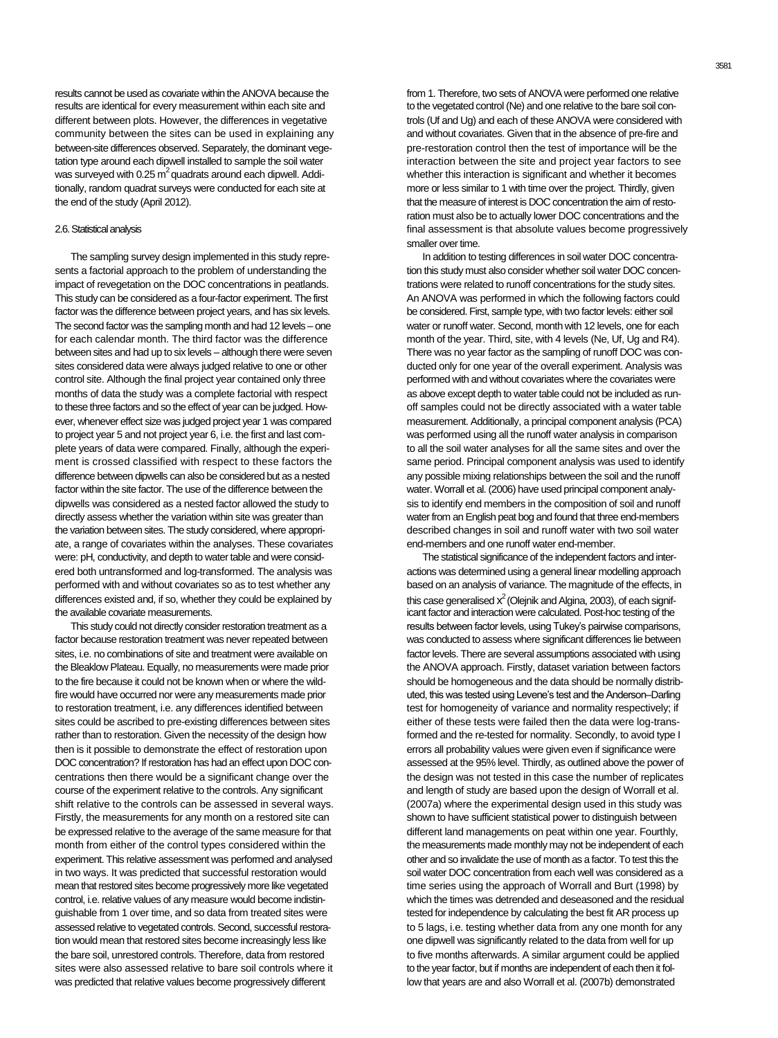results cannot be used as covariate within the ANOVA because the results are identical for every measurement within each site and different between plots. However, the differences in vegetative community between the sites can be used in explaining any between-site differences observed. Separately, the dominant vegetation type around each dipwell installed to sample the soil water was surveyed with 0.25 $m^2$ quadrats around each dipwell. Additionally, random quadrat surveys were conducted for each site at the end of the study (April 2012).

### 2.6. Statistical analysis

The sampling survey design implemented in this study represents a factorial approach to the problem of understanding the impact of revegetation on the DOC concentrations in peatlands. This study can be considered as a four-factor experiment. The first factor was the difference between project years, and has six levels. The second factor was the sampling month and had 12 levels – one for each calendar month. The third factor was the difference between sites and had up to six levels – although there were seven sites considered data were always judged relative to one or other control site. Although the final project year contained only three months of data the study was a complete factorial with respect to these three factors and so the effect of year can be judged. However, whenever effect size was judged project year 1 was compared to project year 5 and not project year 6, i.e. the first and last complete years of data were compared. Finally, although the experiment is crossed classified with respect to these factors the difference between dipwells can also be considered but as a nested factor within the site factor. The use of the difference between the dipwells was considered as a nested factor allowed the study to directly assess whether the variation within site was greater than the variation between sites. The study considered, where appropriate, a range of covariates within the analyses. These covariates were: pH, conductivity, and depth to water table and were considered both untransformed and log-transformed. The analysis was performed with and without covariates so as to test whether any differences existed and, if so, whether they could be explained by the available covariate measurements.

This study could not directly consider restoration treatment as a factor because restoration treatment was never repeated between sites, i.e. no combinations of site and treatment were available on the Bleaklow Plateau. Equally, no measurements were made prior to the fire because it could not be known when or where the wildfire would have occurred nor were any measurements made prior to restoration treatment, i.e. any differences identified between sites could be ascribed to pre-existing differences between sites rather than to restoration. Given the necessity of the design how then is it possible to demonstrate the effect of restoration upon DOC concentration? If restoration has had an effect upon DOC concentrations then there would be a significant change over the course of the experiment relative to the controls. Any significant shift relative to the controls can be assessed in several ways. Firstly, the measurements for any month on a restored site can be expressed relative to the average of the same measure for that month from either of the control types considered within the experiment. This relative assessment was performed and analysed in two ways. It was predicted that successful restoration would mean that restored sites become progressively more like vegetated control, i.e. relative values of any measure would become indistinguishable from 1 over time, and so data from treated sites were assessed relative to vegetated controls. Second, successful restoration would mean that restored sites become increasingly less like the bare soil, unrestored controls. Therefore, data from restored sites were also assessed relative to bare soil controls where it was predicted that relative values become progressively different from 1. Therefore, two sets of ANOVA were performed one relative to the vegetated control (Ne) and one relative to the bare soil controls (Uf and Ug) and each of these ANOVA were considered with and without covariates. Given that in the absence of pre-fire and pre-restoration control then the test of importance will be the interaction between the site and project year factors to see whether this interaction is significant and whether it becomes more or less similar to 1 with time over the project. Thirdly, given that the measure of interest is DOC concentration the aim of restoration must also be to actually lower DOC concentrations and the final assessment is that absolute values become progressively smaller over time.

In addition to testing differences in soil water DOC concentration this study must also consider whether soil water DOC concentrations were related to runoff concentrations for the study sites. An ANOVA was performed in which the following factors could be considered. First, sample type, with two factor levels: either soil water or runoff water. Second, month with 12 levels, one for each month of the year. Third, site, with 4 levels (Ne, Uf, Ug and R4). There was no year factor as the sampling of runoff DOC was conducted only for one year of the overall experiment. Analysis was performed with and without covariates where the covariates were as above except depth to water table could not be included as runoff samples could not be directly associated with a water table measurement. Additionally, a principal component analysis (PCA) was performed using all the runoff water analysis in comparison to all the soil water analyses for all the same sites and over the same period. Principal component analysis was used to identify any possible mixing relationships between the soil and the runoff water. Worrall et al. (2006) have used principal component analysis to identify end members in the composition of soil and runoff water from an English peat bog and found that three end-members described changes in soil and runoff water with two soil water end-members and one runoff water end-member.

The statistical significance of the independent factors and interactions was determined using a general linear modelling approach based on an analysis of variance. The magnitude of the effects, in this case generalised $x^2$ (Olejnik and Algina, 2003), of each significant factor and interaction were calculated. Post-hoc testing of the results between factor levels, using Tukey's pairwise comparisons, was conducted to assess where significant differences lie between factor levels. There are several assumptions associated with using the ANOVA approach. Firstly, dataset variation between factors should be homogeneous and the data should be normally distributed, this was tested using Levene's test and the Anderson–Darling test for homogeneity of variance and normality respectively; if either of these tests were failed then the data were log-transformed and the re-tested for normality. Secondly, to avoid type I errors all probability values were given even if significance were assessed at the 95% level. Thirdly, as outlined above the power of the design was not tested in this case the number of replicates and length of study are based upon the design of Worrall et al. (2007a) where the experimental design used in this study was shown to have sufficient statistical power to distinguish between different land managements on peat within one year. Fourthly, the measurements made monthly may not be independent of each other and so invalidate the use of month as a factor. To test this the soil water DOC concentration from each well was considered as a time series using the approach of Worrall and Burt (1998) by which the times was detrended and deseasoned and the residual tested for independence by calculating the best fit AR process up to 5 lags, i.e. testing whether data from any one month for any one dipwell was significantly related to the data from well for up to five months afterwards. A similar argument could be applied to the year factor, but if months are independent of each then it follow that years are and also Worrall et al. (2007b) demonstrated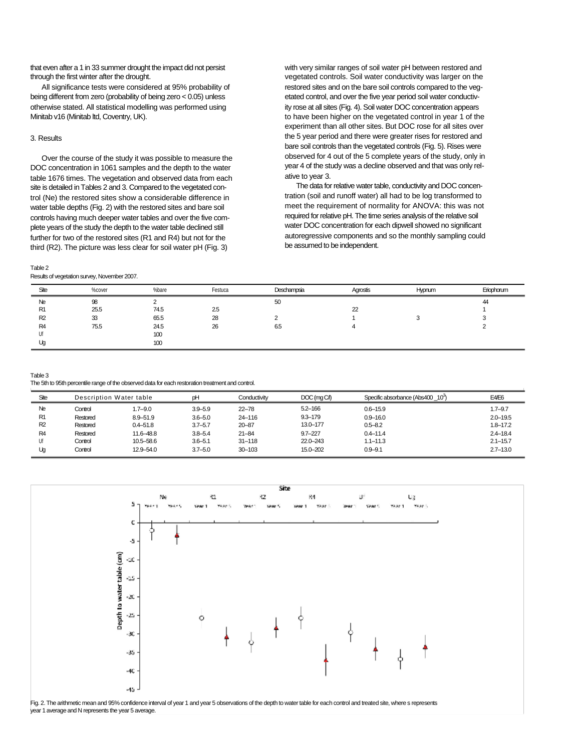that even after a 1 in 33 summer drought the impact did not persist through the first winter after the drought.

All significance tests were considered at 95% probability of being different from zero (probability of being zero < 0.05) unless otherwise stated. All statistical modelling was performed using Minitab v16 (Minitab ltd, Coventry, UK).

## 3. Results

Over the course of the study it was possible to measure the DOC concentration in 1061 samples and the depth to the water table 1676 times. The vegetation and observed data from each site is detailed in Tables 2 and 3. Compared to the vegetated control (Ne) the restored sites show a considerable difference in water table depths (Fig. 2) with the restored sites and bare soil controls having much deeper water tables and over the five complete years of the study the depth to the water table declined still further for two of the restored sites (R1 and R4) but not for the third (R2). The picture was less clear for soil water pH (Fig. 3) with very similar ranges of soil water pH between restored and vegetated controls. Soil water conductivity was larger on the restored sites and on the bare soil controls compared to the vegetated control, and over the five year period soil water conductivity rose at all sites (Fig. 4). Soil water DOC concentration appears to have been higher on the vegetated control in year 1 of the experiment than all other sites. But DOC rose for all sites over the 5 year period and there were greater rises for restored and bare soil controls than the vegetated controls (Fig. 5). Rises were observed for 4 out of the 5 complete years of the study, only in year 4 of the study was a decline observed and that was only relative to year 3.

The data for relative water table, conductivity and DOC concentration (soil and runoff water) all had to be log transformed to meet the requirement of normality for ANOVA: this was not required for relative pH. The time series analysis of the relative soil water DOC concentration for each dipwell showed no significant autoregressive components and so the monthly sampling could be assumed to be independent.

Table 2
Results of vegetation survey, November 2007.

| Site | %cover | %bare | Festuca | Deschampsia | Agrostis | Hypnum | Eriophorum |
|---|---|---|---|---|---|---|---|
| Ne | 98 | 2 | | 50 | | | 44 |
| R1 | 25.5 | 74.5 | 2.5 | | 22 | | 1 |
| R2 | 33 | 65.5 | 28 | 2 | 1 | 3 | 3 |
| R4 | 75.5 | 24.5 | 26 | 6.5 | 4 | | 2 |
| Uf | | 100 | | | | | |
| Ug | | 100 | | | | | |

Table 3
The 5th to 95th percentile range of the observed data for each restoration treatment and control.

| Site | Description | Water table | pH | Conductivity | DOC (mg C/l) | Specific absorbance (Abs400 _10$^3$) | E4/E6 |
|---|---|---|---|---|---|---|---|
| Ne | Control | 1.7–9.0 | 3.9–5.9 | 22–78 | 5.2–166 | 0.6–15.9 | 1.7–9.7 |
| R1 | Restored | 8.9–51.9 | 3.6–5.0 | 24–116 | 9.3–179 | 0.9–16.0 | 2.0–19.5 |
| R2 | Restored | 0.4–51.8 | 3.7–5.7 | 20–87 | 13.0–177 | 0.5–8.2 | 1.8–17.2 |
| R4 | Restored | 11.6–48.8 | 3.8–5.4 | 21–84 | 9.7–227 | 0.4–11.4 | 2.4–18.4 |
| Uf | Control | 10.5–58.6 | 3.6–5.1 | 31–118 | 22.0–243 | 1.1–11.3 | 2.1–15.7 |
| Ug | Control | 12.9–54.0 | 3.7–5.0 | 30–103 | 15.0–202 | 0.9–9.1 | 2.7–13.0 |

Fig. 2. The arithmetic mean and 95% confidence interval of year 1 and year 5 observations of the depth to water table for each control and treated site, where s represents year 1 average and N represents the year 5 average.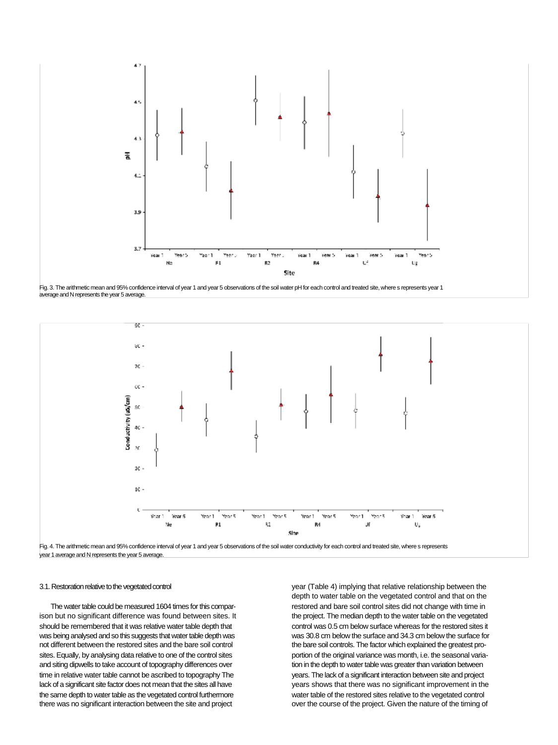Fig. 3. The arithmetic mean and 95% confidence interval of year 1 and year 5 observations of the soil water pH for each control and treated site, where s represents year 1 average and N represents the year 5 average.

Fig. 4. The arithmetic mean and 95% confidence interval of year 1 and year 5 observations of the soil water conductivity for each control and treated site, where s represents year 1 average and N represents the year 5 average.

### 3.1. Restoration relative to the vegetated control

The water table could be measured 1604 times for this comparison but no significant difference was found between sites. It should be remembered that it was relative water table depth that was being analysed and so this suggests that water table depth was not different between the restored sites and the bare soil control sites. Equally, by analysing data relative to one of the control sites and siting dipwells to take account of topography differences over time in relative water table cannot be ascribed to topography The lack of a significant site factor does not mean that the sites all have the same depth to water table as the vegetated control furthermore there was no significant interaction between the site and project year (Table 4) implying that relative relationship between the depth to water table on the vegetated control and that on the restored and bare soil control sites did not change with time in the project. The median depth to the water table on the vegetated control was 0.5 cm below surface whereas for the restored sites it was 30.8 cm below the surface and 34.3 cm below the surface for the bare soil controls. The factor which explained the greatest proportion of the original variance was month, i.e. the seasonal variation in the depth to water table was greater than variation between years. The lack of a significant interaction between site and project years shows that there was no significant improvement in the water table of the restored sites relative to the vegetated control over the course of the project. Given the nature of the timing of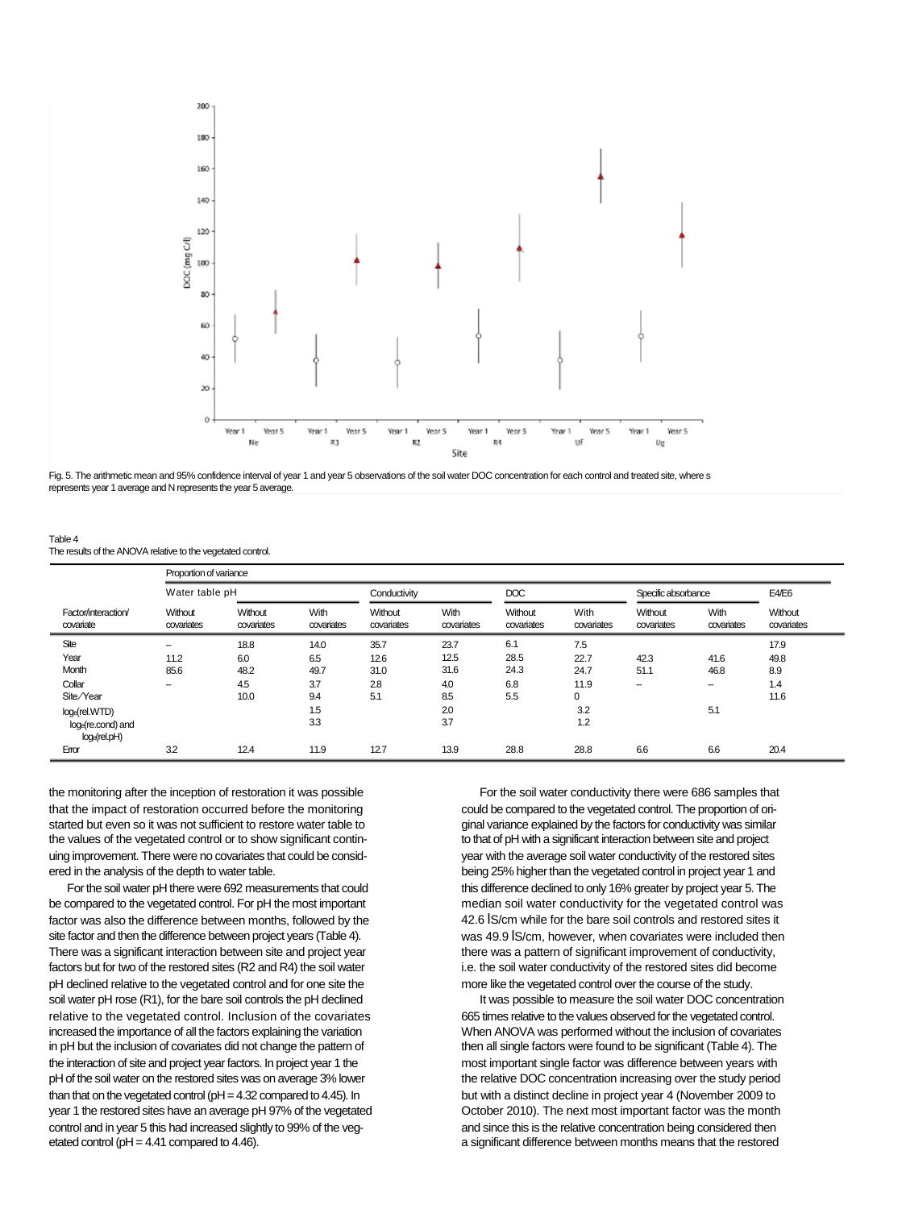Fig. 5. The arithmetic mean and 95% confidence interval of year 1 and year 5 observations of the soil water DOC concentration for each control and treated site, where s represents year 1 average and N represents the year 5 average.

Table 4
The results of the ANOVA relative to the vegetated control.

| Factor/interaction/ covariate | Proportion of variance | | | | | | | | | |
|---|---|---|---|---|---|---|---|---|---|---|
| | Water table | pH | | Conductivity | | DOC | | Specific absorbance | | E4/E6 |
| | Without covariates | Without covariates | With covariates | Without covariates | With covariates | Without covariates | With covariates | Without covariates | With covariates | Without covariates |
| Site | – | 18.8 | 14.0 | 35.7 | 23.7 | 6.1 | 7.5 | | | 17.9 |
| Year | 11.2 | 6.0 | 6.5 | 12.6 | 12.5 | 28.5 | 22.7 | 42.3 | 41.6 | 49.8 |
| Month | 85.6 | 48.2 | 49.7 | 31.0 | 31.6 | 24.3 | 24.7 | 51.1 | 46.8 | 8.9 |
| Collar | – | 4.5 | 3.7 | 2.8 | 4.0 | 6.8 | 11.9 | – | – | 1.4 |
| Site/Year | | 10.0 | 9.4 | 5.1 | 8.5 | 5.5 | 0 | | | 11.6 |
| $\log_e$(rel.WTD) | | | 1.5 | | 2.0 | | 3.2 | | 5.1 | |
| $\log_e$(re.cond) and $\log_e$(rel.pH) | | | 3.3 | | 3.7 | | 1.2 | | | |
| Error | 3.2 | 12.4 | 11.9 | 12.7 | 13.9 | 28.8 | 28.8 | 6.6 | 6.6 | 20.4 |

the monitoring after the inception of restoration it was possible that the impact of restoration occurred before the monitoring started but even so it was not sufficient to restore water table to the values of the vegetated control or to show significant continuing improvement. There were no covariates that could be considered in the analysis of the depth to water table.

For the soil water pH there were 692 measurements that could be compared to the vegetated control. For pH the most important factor was also the difference between months, followed by the site factor and then the difference between project years (Table 4). There was a significant interaction between site and project year factors but for two of the restored sites (R2 and R4) the soil water pH declined relative to the vegetated control and for one site the soil water pH rose (R1), for the bare soil controls the pH declined relative to the vegetated control. Inclusion of the covariates increased the importance of all the factors explaining the variation in pH but the inclusion of covariates did not change the pattern of the interaction of site and project year factors. In project year 1 the pH of the soil water on the restored sites was on average 3% lower than that on the vegetated control (pH = 4.32 compared to 4.45). In year 1 the restored sites have an average pH 97% of the vegetated control and in year 5 this had increased slightly to 99% of the vegetated control (pH = 4.41 compared to 4.46).

For the soil water conductivity there were 686 samples that could be compared to the vegetated control. The proportion of original variance explained by the factors for conductivity was similar to that of pH with a significant interaction between site and project year with the average soil water conductivity of the restored sites being 25% higher than the vegetated control in project year 1 and this difference declined to only 16% greater by project year 5. The median soil water conductivity for the vegetated control was 42.6 lS/cm while for the bare soil controls and restored sites it was 49.9 lS/cm, however, when covariates were included then there was a pattern of significant improvement of conductivity, i.e. the soil water conductivity of the restored sites did become more like the vegetated control over the course of the study.

It was possible to measure the soil water DOC concentration 665 times relative to the values observed for the vegetated control. When ANOVA was performed without the inclusion of covariates then all single factors were found to be significant (Table 4). The most important single factor was difference between years with the relative DOC concentration increasing over the study period but with a distinct decline in project year 4 (November 2009 to October 2010). The next most important factor was the month and since this is the relative concentration being considered then a significant difference between months means that the restored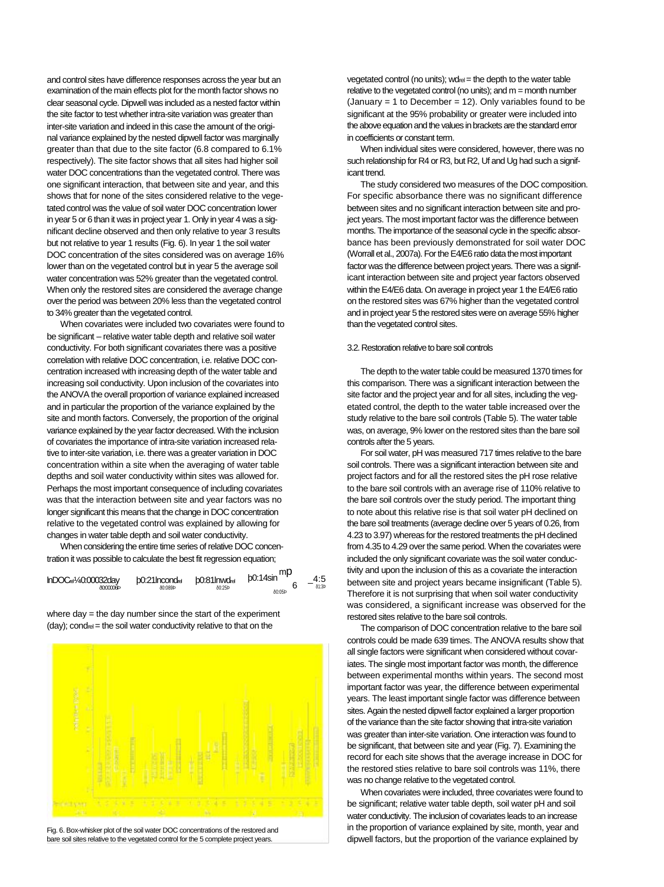and control sites have difference responses across the year but an examination of the main effects plot for the month factor shows no clear seasonal cycle. Dipwell was included as a nested factor within the site factor to test whether intra-site variation was greater than inter-site variation and indeed in this case the amount of the original variance explained by the nested dipwell factor was marginally greater than that due to the site factor (6.8 compared to 6.1% respectively). The site factor shows that all sites had higher soil water DOC concentrations than the vegetated control. There was one significant interaction, that between site and year, and this shows that for none of the sites considered relative to the vegetated control was the value of soil water DOC concentration lower in year 5 or 6 than it was in project year 1. Only in year 4 was a significant decline observed and then only relative to year 3 results but not relative to year 1 results (Fig. 6). In year 1 the soil water DOC concentration of the sites considered was on average 16% lower than on the vegetated control but in year 5 the average soil water concentration was 52% greater than the vegetated control. When only the restored sites are considered the average change over the period was between 20% less than the vegetated control to 34% greater than the vegetated control.

When covariates were included two covariates were found to be significant – relative water table depth and relative soil water conductivity. For both significant covariates there was a positive correlation with relative DOC concentration, i.e. relative DOC concentration increased with increasing depth of the water table and increasing soil conductivity. Upon inclusion of the covariates into the ANOVA the overall proportion of variance explained increased and in particular the proportion of the variance explained by the site and month factors. Conversely, the proportion of the original variance explained by the year factor decreased. With the inclusion of covariates the importance of intra-site variation increased relative to inter-site variation, i.e. there was a greater variation in DOC concentration within a site when the averaging of water table depths and soil water conductivity within sites was allowed for. Perhaps the most important consequence of including covariates was that the interaction between site and year factors was no longer significant this means that the change in DOC concentration relative to the vegetated control was explained by allowing for changes in water table depth and soil water conductivity.

When considering the entire time series of relative DOC concentration it was possible to calculate the best fit regression equation;

$$\ln DOC_{rel} = \underset{(\pm 0.000006)}{0.00032day} + \underset{(\pm 0.089)}{0.21\ln cond_{rel}} + \underset{(\pm 0.25)}{0.81\ln wd_{rel}} + \underset{(\pm 0.05)}{0.14\sin\frac{m\pi}{6}} - \underset{(\pm 1.3)}{4.5}$$

where day = the day number since the start of the experiment (day); $cond_{rel}$ = the soil water conductivity relative to that on the vegetated control (no units); $wd_{rel}$ = the depth to the water table relative to the vegetated control (no units); and m = month number (January = 1 to December = 12). Only variables found to be significant at the 95% probability or greater were included into the above equation and the values in brackets are the standard error in coefficients or constant term.

When individual sites were considered, however, there was no such relationship for R4 or R3, but R2, Uf and Ug had such a significant trend.

The study considered two measures of the DOC composition. For specific absorbance there was no significant difference between sites and no significant interaction between site and project years. The most important factor was the difference between months. The importance of the seasonal cycle in the specific absorbance has been previously demonstrated for soil water DOC (Worrall et al., 2007a). For the E4/E6 ratio data the most important factor was the difference between project years. There was a significant interaction between site and project year factors observed within the E4/E6 data. On average in project year 1 the E4/E6 ratio on the restored sites was 67% higher than the vegetated control and in project year 5 the restored sites were on average 55% higher than the vegetated control sites.

Fig. 6. Box-whisker plot of the soil water DOC concentrations of the restored and bare soil sites relative to the vegetated control for the 5 complete project years.

### 3.2. Restoration relative to bare soil controls

The depth to the water table could be measured 1370 times for this comparison. There was a significant interaction between the site factor and the project year and for all sites, including the vegetated control, the depth to the water table increased over the study relative to the bare soil controls (Table 5). The water table was, on average, 9% lower on the restored sites than the bare soil controls after the 5 years.

For soil water, pH was measured 717 times relative to the bare soil controls. There was a significant interaction between site and project factors and for all the restored sites the pH rose relative to the bare soil controls with an average rise of 110% relative to the bare soil controls over the study period. The important thing to note about this relative rise is that soil water pH declined on the bare soil treatments (average decline over 5 years of 0.26, from 4.23 to 3.97) whereas for the restored treatments the pH declined from 4.35 to 4.29 over the same period. When the covariates were included the only significant covariate was the soil water conductivity and upon the inclusion of this as a covariate the interaction between site and project years became insignificant (Table 5). Therefore it is not surprising that when soil water conductivity was considered, a significant increase was observed for the restored sites relative to the bare soil controls.

The comparison of DOC concentration relative to the bare soil controls could be made 639 times. The ANOVA results show that all single factors were significant when considered without covariates. The single most important factor was month, the difference between experimental months within years. The second most important factor was year, the difference between experimental years. The least important single factor was difference between sites. Again the nested dipwell factor explained a larger proportion of the variance than the site factor showing that intra-site variation was greater than inter-site variation. One interaction was found to be significant, that between site and year (Fig. 7). Examining the record for each site shows that the average increase in DOC for the restored sties relative to bare soil controls was 11%, there was no change relative to the vegetated control.

When covariates were included, three covariates were found to be significant; relative water table depth, soil water pH and soil water conductivity. The inclusion of covariates leads to an increase in the proportion of variance explained by site, month, year and dipwell factors, but the proportion of the variance explained by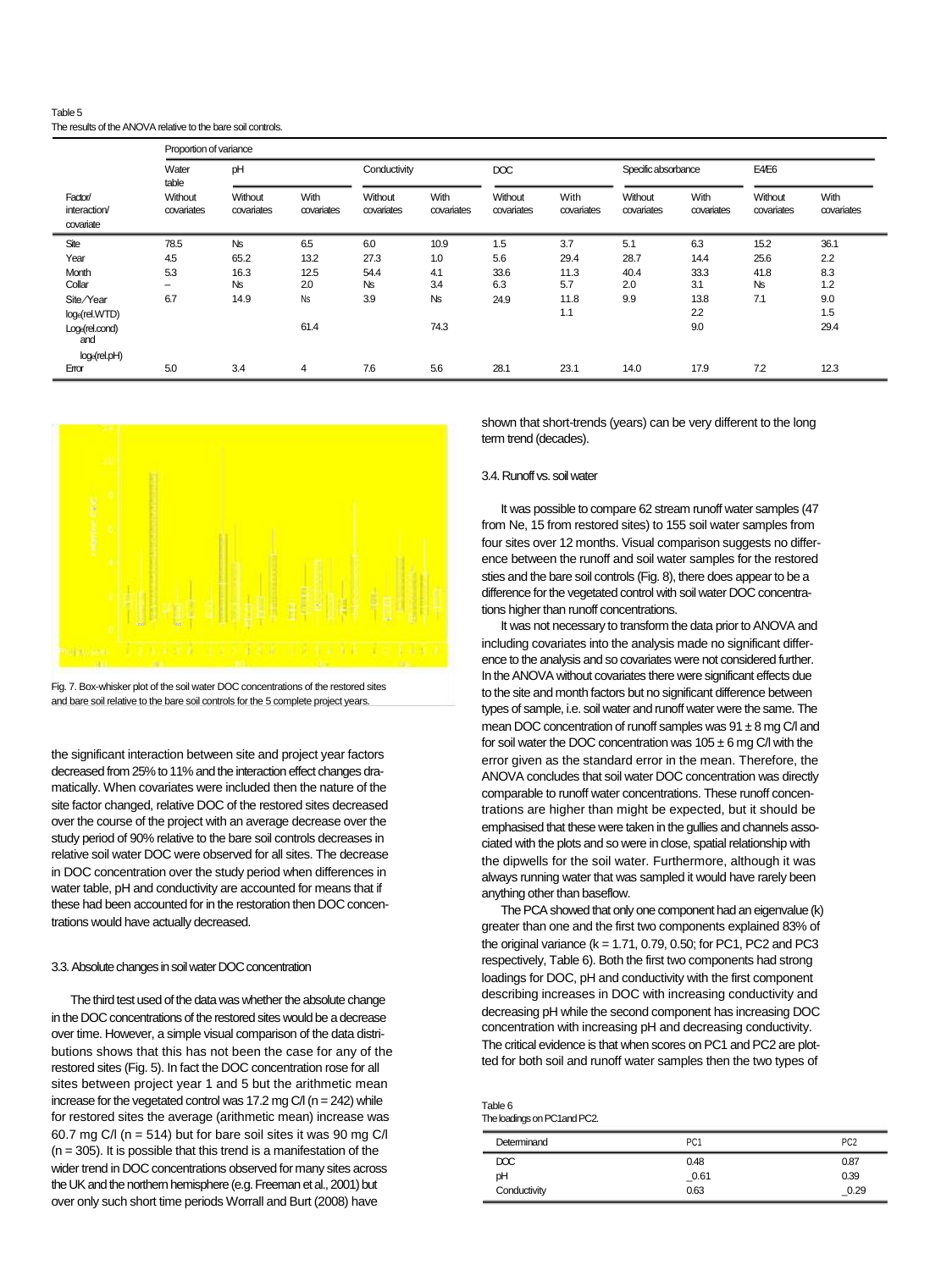Table 5
The results of the ANOVA relative to the bare soil controls.

| Factor/ interaction/ covariate | Proportion of variance | | | | | | | | | | |
|---|---|---|---|---|---|---|---|---|---|---|---|
| | Water table | pH | | Conductivity | | DOC | | Specific absorbance | | E4/E6 | |
| | Without covariates | Without covariates | With covariates | Without covariates | With covariates | Without covariates | With covariates | Without covariates | With covariates | Without covariates | With covariates |
| Site | 78.5 | Ns | 6.5 | 6.0 | 10.9 | 1.5 | 3.7 | 5.1 | 6.3 | 15.2 | 36.1 |
| Year | 4.5 | 65.2 | 13.2 | 27.3 | 1.0 | 5.6 | 29.4 | 28.7 | 14.4 | 25.6 | 2.2 |
| Month | 5.3 | 16.3 | 12.5 | 54.4 | 4.1 | 33.6 | 11.3 | 40.4 | 33.3 | 41.8 | 8.3 |
| Collar | – | Ns | 2.0 | Ns | 3.4 | 6.3 | 5.7 | 2.0 | 3.1 | Ns | 1.2 |
| Site/Year | 6.7 | 14.9 | Ns | 3.9 | Ns | 24.9 | 11.8 | 9.9 | 13.8 | 7.1 | 9.0 |
| $\log_e$(rel.WTD) | | | | | | | 1.1 | | 2.2 | | 1.5 |
| $\log_e$(rel.cond) and $\log_e$(rel.pH) | | | 61.4 | | 74.3 | | | | 9.0 | | 29.4 |
| Error | 5.0 | 3.4 | 4 | 7.6 | 5.6 | 28.1 | 23.1 | 14.0 | 17.9 | 7.2 | 12.3 |

Fig. 7. Box-whisker plot of the soil water DOC concentrations of the restored sites and bare soil relative to the bare soil controls for the 5 complete project years.

the significant interaction between site and project year factors decreased from 25% to 11% and the interaction effect changes dramatically. When covariates were included then the nature of the site factor changed, relative DOC of the restored sites decreased over the course of the project with an average decrease over the study period of 90% relative to the bare soil controls decreases in relative soil water DOC were observed for all sites. The decrease in DOC concentration over the study period when differences in water table, pH and conductivity are accounted for means that if these had been accounted for in the restoration then DOC concentrations would have actually decreased.

### 3.3. Absolute changes in soil water DOC concentration

The third test used of the data was whether the absolute change in the DOC concentrations of the restored sites would be a decrease over time. However, a simple visual comparison of the data distributions shows that this has not been the case for any of the restored sites (Fig. 5). In fact the DOC concentration rose for all sites between project year 1 and 5 but the arithmetic mean increase for the vegetated control was 17.2 mg C/l ($n = 242$) while for restored sites the average (arithmetic mean) increase was 60.7 mg C/l ($n = 514$) but for bare soil sites it was 90 mg C/l ($n = 305$). It is possible that this trend is a manifestation of the wider trend in DOC concentrations observed for many sites across the UK and the northern hemisphere (e.g. Freeman et al., 2001) but over only such short time periods Worrall and Burt (2008) have shown that short-trends (years) can be very different to the long term trend (decades).

### 3.4. Runoff vs. soil water

It was possible to compare 62 stream runoff water samples (47 from Ne, 15 from restored sites) to 155 soil water samples from four sites over 12 months. Visual comparison suggests no difference between the runoff and soil water samples for the restored sties and the bare soil controls (Fig. 8), there does appear to be a difference for the vegetated control with soil water DOC concentrations higher than runoff concentrations.

It was not necessary to transform the data prior to ANOVA and including covariates into the analysis made no significant difference to the analysis and so covariates were not considered further. In the ANOVA without covariates there were significant effects due to the site and month factors but no significant difference between types of sample, i.e. soil water and runoff water were the same. The mean DOC concentration of runoff samples was $91 \pm 8$ mg C/l and for soil water the DOC concentration was $105 \pm 6$ mg C/l with the error given as the standard error in the mean. Therefore, the ANOVA concludes that soil water DOC concentration was directly comparable to runoff water concentrations. These runoff concentrations are higher than might be expected, but it should be emphasised that these were taken in the gullies and channels associated with the plots and so were in close, spatial relationship with the dipwells for the soil water. Furthermore, although it was always running water that was sampled it would have rarely been anything other than baseflow.

The PCA showed that only one component had an eigenvalue (k) greater than one and the first two components explained 83% of the original variance ($k = 1.71$, 0.79, 0.50; for PC1, PC2 and PC3 respectively, Table 6). Both the first two components had strong loadings for DOC, pH and conductivity with the first component describing increases in DOC with increasing conductivity and decreasing pH while the second component has increasing DOC concentration with increasing pH and decreasing conductivity. The critical evidence is that when scores on PC1 and PC2 are plotted for both soil and runoff water samples then the two types of

Table 6
The loadings on PC1 and PC2.

| Determinand | PC1 | PC2 |
|---|---|---|
| DOC | 0.48 | 0.87 |
| pH | −0.61 | 0.39 |
| Conductivity | 0.63 | −0.29 |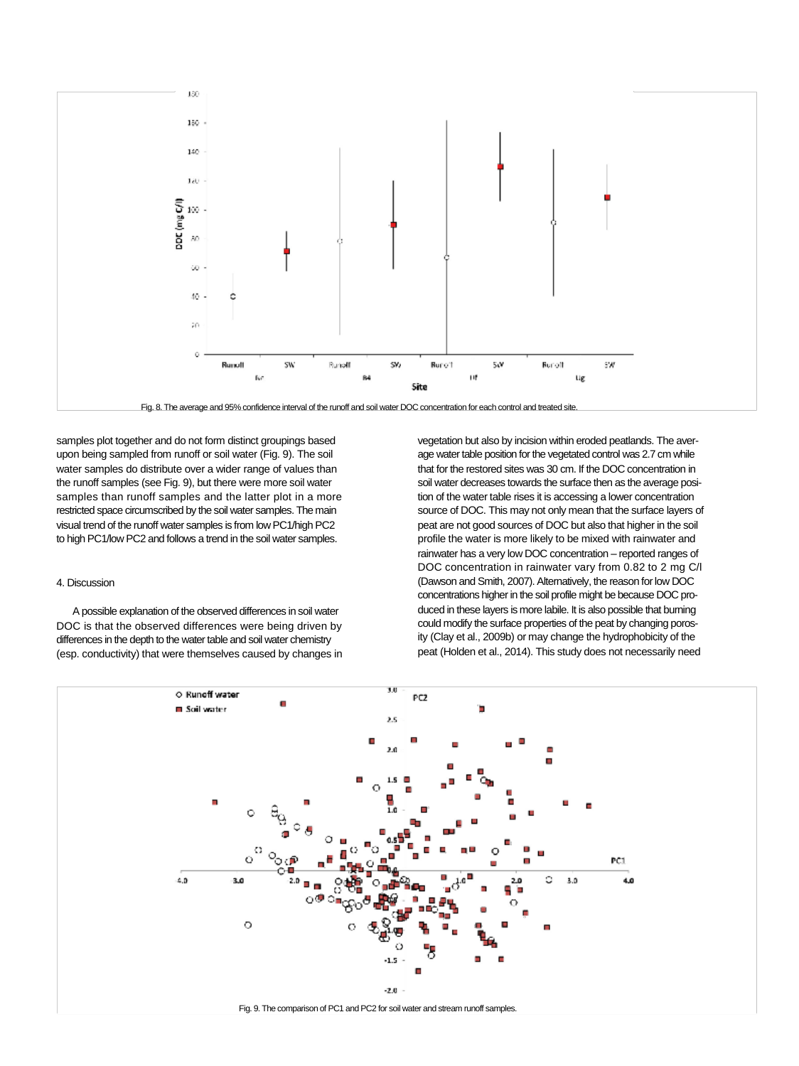Fig. 8. The average and 95% confidence interval of the runoff and soil water DOC concentration for each control and treated site.

samples plot together and do not form distinct groupings based upon being sampled from runoff or soil water (Fig. 9). The soil water samples do distribute over a wider range of values than the runoff samples (see Fig. 9), but there were more soil water samples than runoff samples and the latter plot in a more restricted space circumscribed by the soil water samples. The main visual trend of the runoff water samples is from low PC1/high PC2 to high PC1/low PC2 and follows a trend in the soil water samples.

## 4. Discussion

A possible explanation of the observed differences in soil water DOC is that the observed differences were being driven by differences in the depth to the water table and soil water chemistry (esp. conductivity) that were themselves caused by changes in vegetation but also by incision within eroded peatlands. The average water table position for the vegetated control was 2.7 cm while that for the restored sites was 30 cm. If the DOC concentration in soil water decreases towards the surface then as the average position of the water table rises it is accessing a lower concentration source of DOC. This may not only mean that the surface layers of peat are not good sources of DOC but also that higher in the soil profile the water is more likely to be mixed with rainwater and rainwater has a very low DOC concentration – reported ranges of DOC concentration in rainwater vary from 0.82 to 2 mg C/l (Dawson and Smith, 2007). Alternatively, the reason for low DOC concentrations higher in the soil profile might be because DOC produced in these layers is more labile. It is also possible that burning could modify the surface properties of the peat by changing porosity (Clay et al., 2009b) or may change the hydrophobicity of the peat (Holden et al., 2014). This study does not necessarily need

Fig. 9. The comparison of PC1 and PC2 for soil water and stream runoff samples.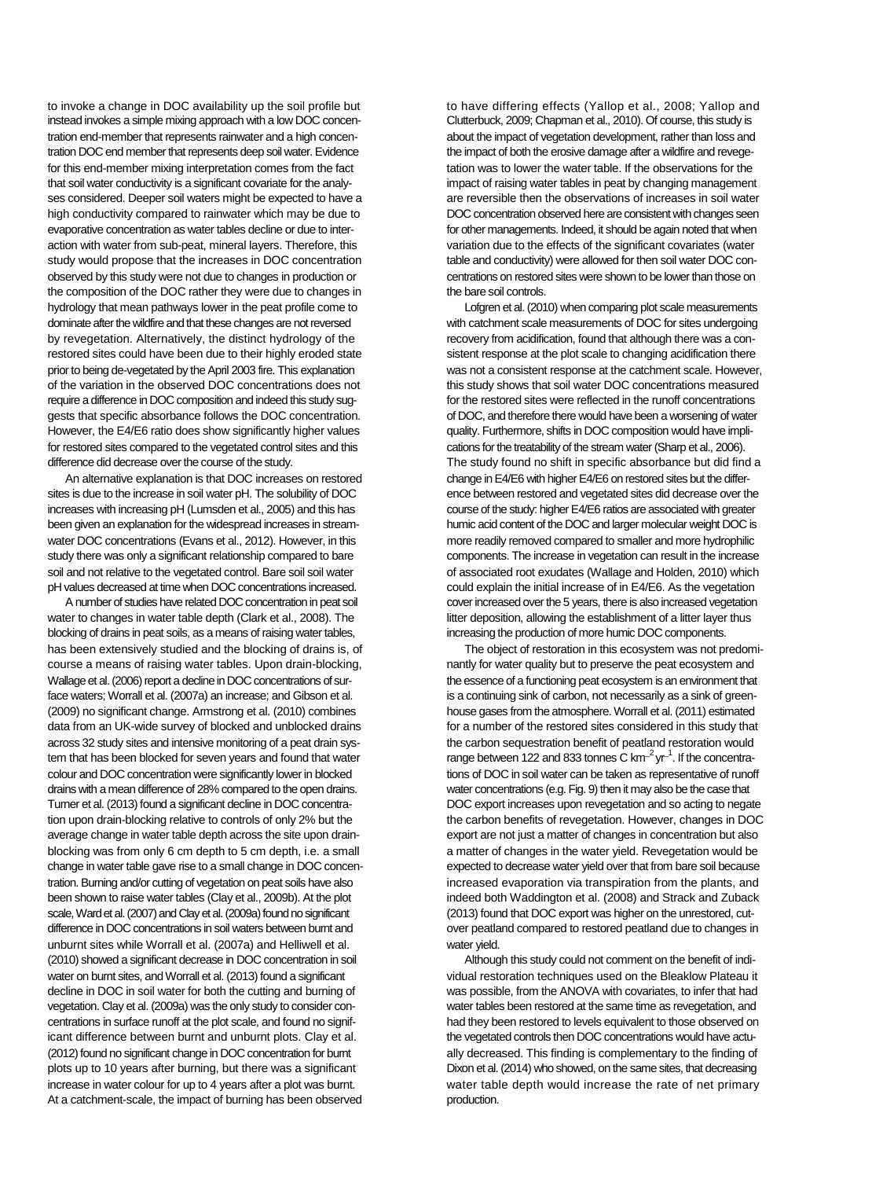to invoke a change in DOC availability up the soil profile but instead invokes a simple mixing approach with a low DOC concentration end-member that represents rainwater and a high concentration DOC end member that represents deep soil water. Evidence for this end-member mixing interpretation comes from the fact that soil water conductivity is a significant covariate for the analyses considered. Deeper soil waters might be expected to have a high conductivity compared to rainwater which may be due to evaporative concentration as water tables decline or due to interaction with water from sub-peat, mineral layers. Therefore, this study would propose that the increases in DOC concentration observed by this study were not due to changes in production or the composition of the DOC rather they were due to changes in hydrology that mean pathways lower in the peat profile come to dominate after the wildfire and that these changes are not reversed by revegetation. Alternatively, the distinct hydrology of the restored sites could have been due to their highly eroded state prior to being de-vegetated by the April 2003 fire. This explanation of the variation in the observed DOC concentrations does not require a difference in DOC composition and indeed this study suggests that specific absorbance follows the DOC concentration. However, the E4/E6 ratio does show significantly higher values for restored sites compared to the vegetated control sites and this difference did decrease over the course of the study.

An alternative explanation is that DOC increases on restored sites is due to the increase in soil water pH. The solubility of DOC increases with increasing pH (Lumsden et al., 2005) and this has been given an explanation for the widespread increases in stream-water DOC concentrations (Evans et al., 2012). However, in this study there was only a significant relationship compared to bare soil and not relative to the vegetated control. Bare soil soil water pH values decreased at time when DOC concentrations increased.

A number of studies have related DOC concentration in peat soil water to changes in water table depth (Clark et al., 2008). The blocking of drains in peat soils, as a means of raising water tables, has been extensively studied and the blocking of drains is, of course a means of raising water tables. Upon drain-blocking, Wallage et al. (2006) report a decline in DOC concentrations of surface waters; Worrall et al. (2007a) an increase; and Gibson et al. (2009) no significant change. Armstrong et al. (2010) combines data from an UK-wide survey of blocked and unblocked drains across 32 study sites and intensive monitoring of a peat drain system that has been blocked for seven years and found that water colour and DOC concentration were significantly lower in blocked drains with a mean difference of 28% compared to the open drains. Turner et al. (2013) found a significant decline in DOC concentration upon drain-blocking relative to controls of only 2% but the average change in water table depth across the site upon drain-blocking was from only 6 cm depth to 5 cm depth, i.e. a small change in water table gave rise to a small change in DOC concentration. Burning and/or cutting of vegetation on peat soils have also been shown to raise water tables (Clay et al., 2009b). At the plot scale, Ward et al. (2007) and Clay et al. (2009a) found no significant difference in DOC concentrations in soil waters between burnt and unburnt sites while Worrall et al. (2007a) and Helliwell et al. (2010) showed a significant decrease in DOC concentration in soil water on burnt sites, and Worrall et al. (2013) found a significant decline in DOC in soil water for both the cutting and burning of vegetation. Clay et al. (2009a) was the only study to consider concentrations in surface runoff at the plot scale, and found no significant difference between burnt and unburnt plots. Clay et al. (2012) found no significant change in DOC concentration for burnt plots up to 10 years after burning, but there was a significant increase in water colour for up to 4 years after a plot was burnt. At a catchment-scale, the impact of burning has been observed to have differing effects (Yallop et al., 2008; Yallop and Clutterbuck, 2009; Chapman et al., 2010). Of course, this study is about the impact of vegetation development, rather than loss and the impact of both the erosive damage after a wildfire and revegetation was to lower the water table. If the observations for the impact of raising water tables in peat by changing management are reversible then the observations of increases in soil water DOC concentration observed here are consistent with changes seen for other managements. Indeed, it should be again noted that when variation due to the effects of the significant covariates (water table and conductivity) were allowed for then soil water DOC concentrations on restored sites were shown to be lower than those on the bare soil controls.

Lofgren et al. (2010) when comparing plot scale measurements with catchment scale measurements of DOC for sites undergoing recovery from acidification, found that although there was a consistent response at the plot scale to changing acidification there was not a consistent response at the catchment scale. However, this study shows that soil water DOC concentrations measured for the restored sites were reflected in the runoff concentrations of DOC, and therefore there would have been a worsening of water quality. Furthermore, shifts in DOC composition would have implications for the treatability of the stream water (Sharp et al., 2006). The study found no shift in specific absorbance but did find a change in E4/E6 with higher E4/E6 on restored sites but the difference between restored and vegetated sites did decrease over the course of the study: higher E4/E6 ratios are associated with greater humic acid content of the DOC and larger molecular weight DOC is more readily removed compared to smaller and more hydrophilic components. The increase in vegetation can result in the increase of associated root exudates (Wallage and Holden, 2010) which could explain the initial increase of in E4/E6. As the vegetation cover increased over the 5 years, there is also increased vegetation litter deposition, allowing the establishment of a litter layer thus increasing the production of more humic DOC components.

The object of restoration in this ecosystem was not predominantly for water quality but to preserve the peat ecosystem and the essence of a functioning peat ecosystem is an environment that is a continuing sink of carbon, not necessarily as a sink of greenhouse gases from the atmosphere. Worrall et al. (2011) estimated for a number of the restored sites considered in this study that the carbon sequestration benefit of peatland restoration would range between 122 and 833 tonnes C $km^{-2}$ $yr^{-1}$. If the concentrations of DOC in soil water can be taken as representative of runoff water concentrations (e.g. Fig. 9) then it may also be the case that DOC export increases upon revegetation and so acting to negate the carbon benefits of revegetation. However, changes in DOC export are not just a matter of changes in concentration but also a matter of changes in the water yield. Revegetation would be expected to decrease water yield over that from bare soil because increased evaporation via transpiration from the plants, and indeed both Waddington et al. (2008) and Strack and Zuback (2013) found that DOC export was higher on the unrestored, cut-over peatland compared to restored peatland due to changes in water yield.

Although this study could not comment on the benefit of individual restoration techniques used on the Bleaklow Plateau it was possible, from the ANOVA with covariates, to infer that had water tables been restored at the same time as revegetation, and had they been restored to levels equivalent to those observed on the vegetated controls then DOC concentrations would have actually decreased. This finding is complementary to the finding of Dixon et al. (2014) who showed, on the same sites, that decreasing water table depth would increase the rate of net primary production.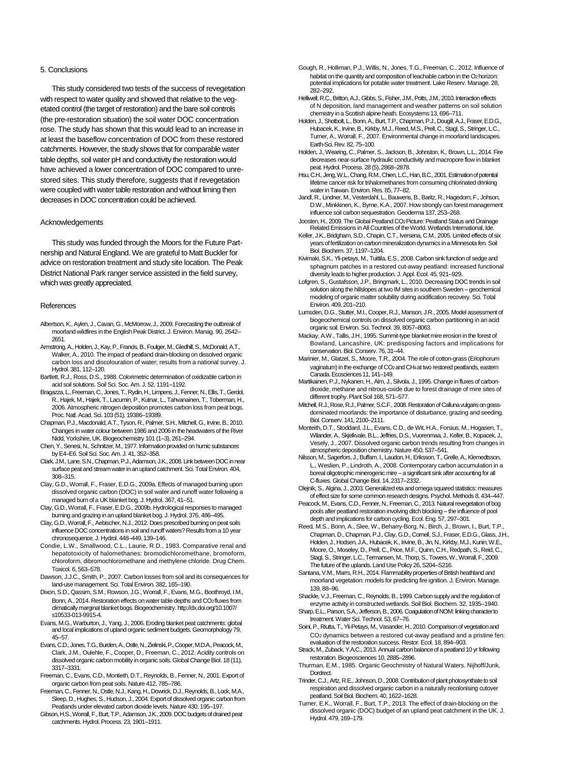## 5. Conclusions

This study considered two tests of the success of revegetation with respect to water quality and showed that relative to the vegetated control (the target of restoration) and the bare soil controls (the pre-restoration situation) the soil water DOC concentration rose. The study has shown that this would lead to an increase in at least the baseflow concentration of DOC from these restored catchments. However, the study shows that for comparable water table depths, soil water pH and conductivity the restoration would have achieved a lower concentration of DOC compared to unrestored sites. This study therefore, suggests that if revegetation were coupled with water table restoration and without liming then decreases in DOC concentration could be achieved.

## Acknowledgements

This study was funded through the Moors for the Future Partnership and Natural England. We are grateful to Matt Buckler for advice on restoration treatment and study site location. The Peak District National Park ranger service assisted in the field survey, which was greatly appreciated.

## References

Albertson, K., Aylen, J., Cavan, G., McMorrow, J., 2009. Forecasting the outbreak of moorland wildfires in the English Peak District. J. Environ. Manag. 90, 2642–2651.

Armstrong, A., Holden, J., Kay, P., Francis, B., Foulger, M., Gledhill, S., McDonald, A.T., Walker, A., 2010. The impact of peatland drain-blocking on dissolved organic carbon loss and discolouration of water; results from a national survey. J. Hydrol. 381, 112–120.

Bartlett, R.J., Ross, D.S., 1988. Colorimetric determination of oxidizable carbon in acid soil solutions. Soil Sci. Soc. Am. J. 52, 1191–1192.

Bragazza, L., Freeman, C., Jones, T., Rydin, H., Limpens, J., Fenner, N., Ellis, T., Gerdol, R., Hajek, M., Hajek, T., Lacumin, P., Kutnar, L., Tahvanainen, T., Toberman, H., 2006. Atmospheric nitrogen deposition promotes carbon loss from peat bogs. Proc. Natl. Acad. Sci. 103 (51), 19386–19389.

Chapman, P.J., Macdonald, A.T., Tyson, R., Palmer, S.H., Mitchell, G., Irvine, B., 2010. Changes in water colour between 1986 and 2006 in the headwaters of the River Nidd, Yorkshire, UK. Biogeochemistry 101 (1–3), 261–294.

Chen, Y., Senesi, N., Schnitzer, M., 1977. Information provided on humic substances by E4–E6. Soil Sci. Soc. Am. J. 41, 352–358.

Clark, J.M., Lane, S.N., Chapman, P.J., Adamson, J.K., 2008. Link between DOC in near surface peat and stream water in an upland catchment. Sci. Total Environ. 404, 308–315.

Clay, G.D., Worrall, F., Fraser, E.D.G., 2009a. Effects of managed burning upon dissolved organic carbon (DOC) in soil water and runoff water following a managed burn of a UK blanket bog. J. Hydrol. 367, 41–51.

Clay, G.D., Worrall, F., Fraser, E.D.G., 2009b. Hydrological responses to managed burning and grazing in an upland blanket bog. J. Hydrol. 376, 486–495.

Clay, G.D., Worrall, F., Aebischer, N.J., 2012. Does prescribed burning on peat soils influence DOC concentrations in soil and runoff waters? Results from a 10 year chronosequence. J. Hydrol. 448–449, 139–146.

Condie, L.W., Smallwood, C.L., Laurie, R.D., 1983. Comparative renal and hepatotoxicity of halomethanes: bromodichloromethane, bromoform, chloroform, dibromochloromethane and methylene chloride. Drug Chem. Toxicol. 6, 563–578.

Dawson, J.J.C., Smith, P., 2007. Carbon losses from soil and its consequences for land-use management. Sci. Total Environ. 382, 165–190.

Dixon, S.D., Qassim, S.M., Rowson, J.G., Worrall, F., Evans, M.G., Boothroyd, I.M., Bonn, A., 2014. Restoration effects on water table depths and $CO_2$ fluxes from climatically marginal blanket bogs. Biogeochemistry. http://dx.doi.org/10.1007/s10533-013-9915-4.

Evans, M.G., Warburton, J., Yang, J., 2006. Eroding blanket peat catchments: global and local implications of upland organic sediment budgets. Geomorphology 79, 45–57.

Evans, C.D., Jones, T.G., Burden, A., Ostle, N., Zielinski, P., Cooper, M.D.A., Peacock, M., Clark, J.M., Oulehle, F., Cooper, D., Freeman, C., 2012. Acidity controls on dissolved organic carbon mobility in organic soils. Global Change Biol. 18 (11), 3317–3331.

Freeman, C., Evans, C.D., Montieth, D.T., Reynolds, B., Fenner, N., 2001. Export of organic carbon from peat soils. Nature 412, 785–786.

Freeman, C., Fenner, N., Ostle, N.J., Kang, H., Dowrick, D.J., Reynolds, B., Lock, M.A., Sleep, D., Hughes, S., Hudson, J., 2004. Export of dissolved organic carbon from Peatlands under elevated carbon dioxide levels. Nature 430, 195–197.

Gibson, H.S., Worrall, F., Burt, T.P., Adamson, J.K., 2009. DOC budgets of drained peat catchments. Hydrol. Process. 23, 1901–1911.

Gough, R., Holliman, P.J., Willis, N., Jones, T.G., Freeman, C., 2012. Influence of habitat on the quantity and composition of leachable carbon in the $O_2$ horizon: potential implications for potable water treatment. Lake Reserv. Manage. 28, 282–292.

Helliwell, R.C., Britton, A.J., Gibbs, S., Fisher, J.M., Potts, J.M., 2010. Interaction effects of N deposition, land management and weather patterns on soil solution chemistry in a Scottish alpine heath. Ecosystems 13, 696–711.

Holden, J., Shotbolt, L., Bonn, A., Burt, T.P., Chapman, P.J., Dougill, A.J., Fraser, E.D.G., Hubacek, K., Irvine, B., Kirkby, M.J., Reed, M.S., Prell, C., Stagl, S., Stringer, L.C., Turner, A., Worrall, F., 2007. Environmental change in moorland landscapes. Earth-Sci. Rev. 82, 75–100.

Holden, J., Wearing, C., Palmer, S., Jackson, B., Johnston, K., Brown, L.L., 2014. Fire decreases near-surface hydraulic conductivity and macropore flow in blanket peat. Hydrol. Process. 28 (5), 2868–2878.

Hsu, C.H., Jeng, W.L., Chang, R.M., Chien, L.C., Han, B.C., 2001. Estimation of potential lifetime cancer risk for trihalomethanes from consuming chlorinated drinking water in Taiwan. Environ. Res. 85, 77–82.

Jandl, R., Lindner, M., Vesterdahl, L., Bauwens, B., Baritz, R., Hagedorn, F., Johson, D.W., Minkkinen, K., Byrne, K.A., 2007. How strongly can forest management influence soil carbon sequestration. Geoderma 137, 253–268.

Joosten, H., 2009. The Global Peatland $CO_2$ Picture: Peatland Status and Drainage Related Emissions in All Countries of the World. Wetlands International, Ide.

Keller, J.K., Bridgham, S.D., Chapin, C.T., Iversena, C.M., 2005. Limited effects of six years of fertilization on carbon mineralization dynamics in a Minnesota fen. Soil Biol. Biochem. 37, 1197–1204.

Kivimaki, S.K., Yli-petays, M., Tuittila, E.S., 2008. Carbon sink function of sedge and sphagnum patches in a restored cut-away peatland: increased functional diversity leads to higher production. J. Appl. Ecol. 45, 921–929.

Lofgren, S., Gustafsson, J.P., Bringmark, L., 2010. Decreasing DOC trends in soil solution along the hillslopes at two IM sites in southern Sweden – geochemical modeling of organic matter solubility during acidification recovery. Sci. Total Environ. 409, 201–210.

Lumsden, D.G., Stutter, M.I., Cooper, R.J., Manson, J.R., 2005. Model assessment of biogeochemical controls on dissolved organic carbon partitioning in an acid organic soil. Environ. Sci. Technol. 39, 8057–8063.

Mackay, A.W., Tallis, J.H., 1995. Summit-type blanket mire erosion in the forest of Bowland, Lancashire, UK: predisposing factors and implications for conservation. Biol. Conserv. 76, 31–44.

Marinier, M., Glatzel, S., Moore, T.R., 2004. The role of cotton-grass (Eriophorum vaginatum) in the exchange of $CO_2$ and $CH_4$ at two restored peatlands, eastern Canada. Ecosciences 11, 141–149.

Martikainen, P.J., Nykanen, H., Alm, J., Silvola, J., 1995. Change in fluxes of carbon-dioxide, methane and nitrous-oxide due to forest drainage of mire sites of different trophy. Plant Soil 168, 571–577.

Mitchell, R.J., Rose, R.J., Palmer, S.C.F., 2008. Restoration of Calluna vulgaris on grass-dominated moorlands: the importance of disturbance, grazing and seeding. Biol. Conserv. 141, 2100–2111.

Monteith, D.T., Stoddard, J.L., Evans, C.D., de Wit, H.A., Forsius, M., Hogasen, T., Wilander, A., Skjelkvale, B.L., Jeffries, D.S., Vuorenmaa, J., Keller, B., Kopacek, J., Vesely, J., 2007. Dissolved organic carbon trends resulting from changes in atmospheric deposition chemistry. Nature 450, 537–541.

Nilsson, M., Sagerfors, J., Buffam, I., Laudon, H., Eriksson, T., Grelle, A., Klemedtsson, L., Weslien, P., Lindroth, A., 2008. Contemporary carbon accumulation in a boreal oligotrophic minerogenic mire – a significant sink after accounting for all C-fluxes. Global Change Biol. 14, 2317–2332.

Olejnik, S., Algina, J., 2003. Generalized eta and omega squared statistics: measures of effect size for some common research designs. Psychol. Methods 8, 434–447.

Peacock, M., Evans, C.D., Fenner, N., Freeman, C., 2013. Natural revegetation of bog pools after peatland restoration involving ditch blocking – the influence of pool depth and implications for carbon cycling. Ecol. Eng. 57, 297–301.

Reed, M.S., Bonn, A., Slee, W., Beharry-Borg, N., Birch, J., Brown, I., Burt, T.P., Chapman, D., Chapman, P.J., Clay, G.D., Cornell, S.J., Fraser, E.D.G., Glass, J.H., Holden, J., Hodsen, J.A., Hubacek, K., Irivine, B., Jin, N., Kirkby, M.J., Kunin, W.E., Moore, O., Moseley, D., Prell, C., Price, M.F., Quinn, C.H., Redpath, S., Reid, C., Stagl, S., Stringer, L.C., Termansen, M., Thorp, S., Towers, W., Worrall, F., 2009. The future of the uplands. Land Use Policy 26, S204–S216.

Santana, V.M., Marrs, R.H., 2014. Flammability properties of British heathland and moorland vegetation: models for predicting fire ignition. J. Environ. Manage. 139, 88–96.

Shackle, V.J., Freeman, C., Reynolds, B., 1999. Carbon supply and the regulation of enzyme activity in constructed wetlands. Soil Biol. Biochem. 32, 1935–1940.

Sharp, E.L., Parson, S.A., Jefferson, B., 2006. Coagulation of NOM: linking character to treatment. Water Sci. Technol. 53, 67–76.

Soini, P., Riutta, T., Yli-Petays, M., Vasander, H., 2010. Comparison of vegetation and $CO_2$ dynamics between a restored cut-away peatland and a pristine fen: evaluation of the restoration success. Restor. Ecol. 18, 894–903.

Strack, M., Zuback, Y.A.C., 2013. Annual carbon balance of a peatland 10 yr following restoration. Biogeosciences 10, 2885–2896.

Thurman, E.M., 1985. Organic Geochmistry of Natural Waters. Nijhoff/Junk, Dordrect.

Trinder, C.J., Artz, R.E., Johnson, D., 2008. Contribution of plant photosynthate to soil respiration and dissolved organic carbon in a naturally recolonising cutover peatland. Soil Biol. Biochem. 40, 1622–1628.

Turner, E.K., Worrall, F., Burt, T.P., 2013. The effect of drain-blocking on the dissolved organic (DOC) budget of an upland peat catchment in the UK. J. Hydrol. 479, 169–179.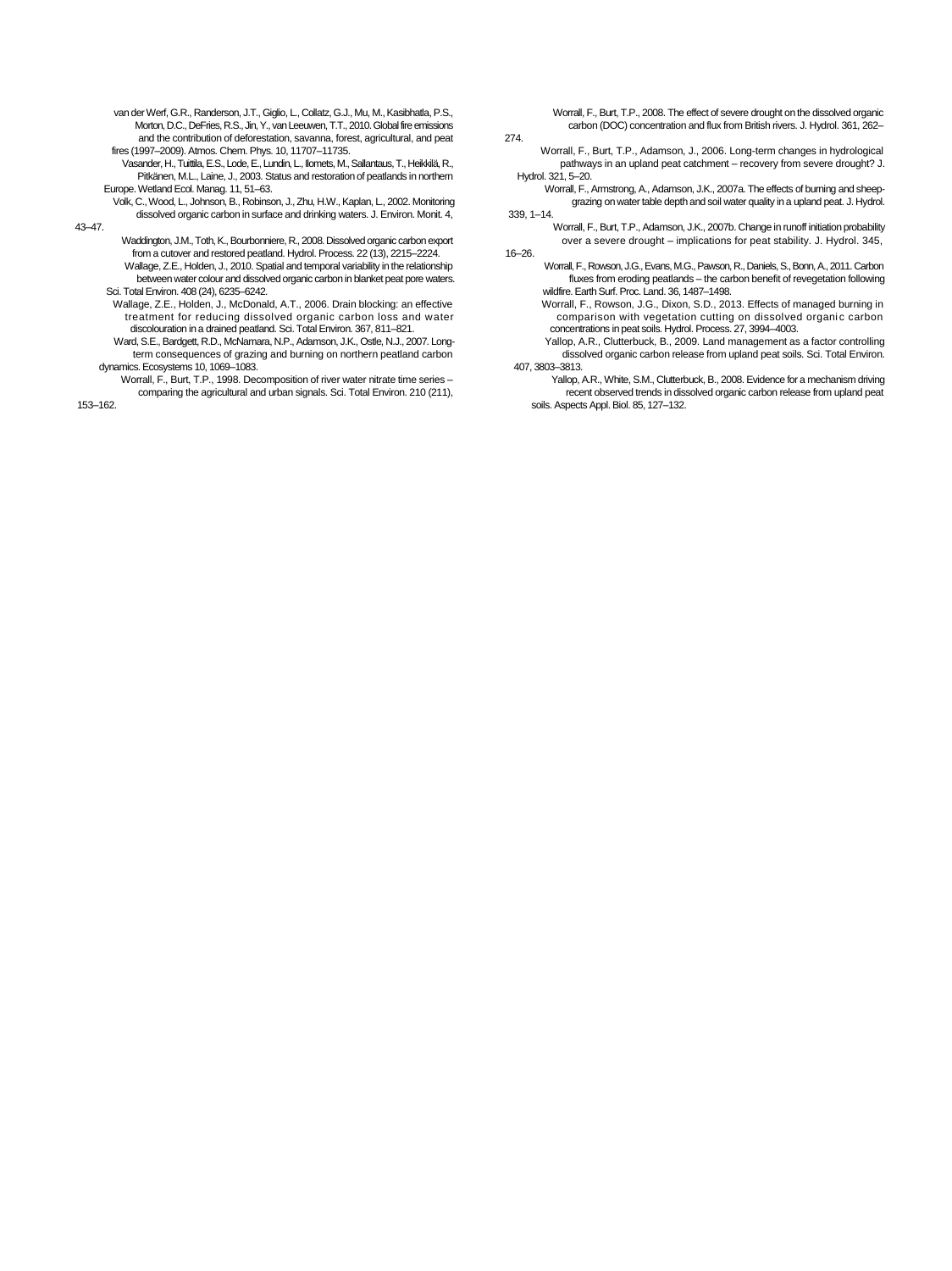van der Werf, G.R., Randerson, J.T., Giglio, L., Collatz, G.J., Mu, M., Kasibhatla, P.S., Morton, D.C., DeFries, R.S., Jin, Y., van Leeuwen, T.T., 2010. Global fire emissions and the contribution of deforestation, savanna, forest, agricultural, and peat fires (1997–2009). Atmos. Chem. Phys. 10, 11707–11735.

Vasander, H., Tuittila, E.S., Lode, E., Lundin, L., Ilomets, M., Sallantaus, T., Heikkilä, R., Pitkänen, M.L., Laine, J., 2003. Status and restoration of peatlands in northern Europe. Wetland Ecol. Manag. 11, 51–63.

Volk, C., Wood, L., Johnson, B., Robinson, J., Zhu, H.W., Kaplan, L., 2002. Monitoring dissolved organic carbon in surface and drinking waters. J. Environ. Monit. 4, 43–47.

Waddington, J.M., Toth, K., Bourbonniere, R., 2008. Dissolved organic carbon export from a cutover and restored peatland. Hydrol. Process. 22 (13), 2215–2224.

Wallage, Z.E., Holden, J., 2010. Spatial and temporal variability in the relationship between water colour and dissolved organic carbon in blanket peat pore waters. Sci. Total Environ. 408 (24), 6235–6242.

Wallage, Z.E., Holden, J., McDonald, A.T., 2006. Drain blocking: an effective treatment for reducing dissolved organic carbon loss and water discolouration in a drained peatland. Sci. Total Environ. 367, 811–821.

Ward, S.E., Bardgett, R.D., McNamara, N.P., Adamson, J.K., Ostle, N.J., 2007. Long-term consequences of grazing and burning on northern peatland carbon dynamics. Ecosystems 10, 1069–1083.

Worrall, F., Burt, T.P., 1998. Decomposition of river water nitrate time series – comparing the agricultural and urban signals. Sci. Total Environ. 210 (211), 153–162.

Worrall, F., Burt, T.P., 2008. The effect of severe drought on the dissolved organic carbon (DOC) concentration and flux from British rivers. J. Hydrol. 361, 262–274.

Worrall, F., Burt, T.P., Adamson, J., 2006. Long-term changes in hydrological pathways in an upland peat catchment – recovery from severe drought? J. Hydrol. 321, 5–20.

Worrall, F., Armstrong, A., Adamson, J.K., 2007a. The effects of burning and sheep-grazing on water table depth and soil water quality in a upland peat. J. Hydrol. 339, 1–14.

Worrall, F., Burt, T.P., Adamson, J.K., 2007b. Change in runoff initiation probability over a severe drought – implications for peat stability. J. Hydrol. 345, 16–26.

Worrall, F., Rowson, J.G., Evans, M.G., Pawson, R., Daniels, S., Bonn, A., 2011. Carbon fluxes from eroding peatlands – the carbon benefit of revegetation following wildfire. Earth Surf. Proc. Land. 36, 1487–1498.

Worrall, F., Rowson, J.G., Dixon, S.D., 2013. Effects of managed burning in comparison with vegetation cutting on dissolved organic carbon concentrations in peat soils. Hydrol. Process. 27, 3994–4003.

Yallop, A.R., Clutterbuck, B., 2009. Land management as a factor controlling dissolved organic carbon release from upland peat soils. Sci. Total Environ. 407, 3803–3813.

Yallop, A.R., White, S.M., Clutterbuck, B., 2008. Evidence for a mechanism driving recent observed trends in dissolved organic carbon release from upland peat soils. Aspects Appl. Biol. 85, 127–132.